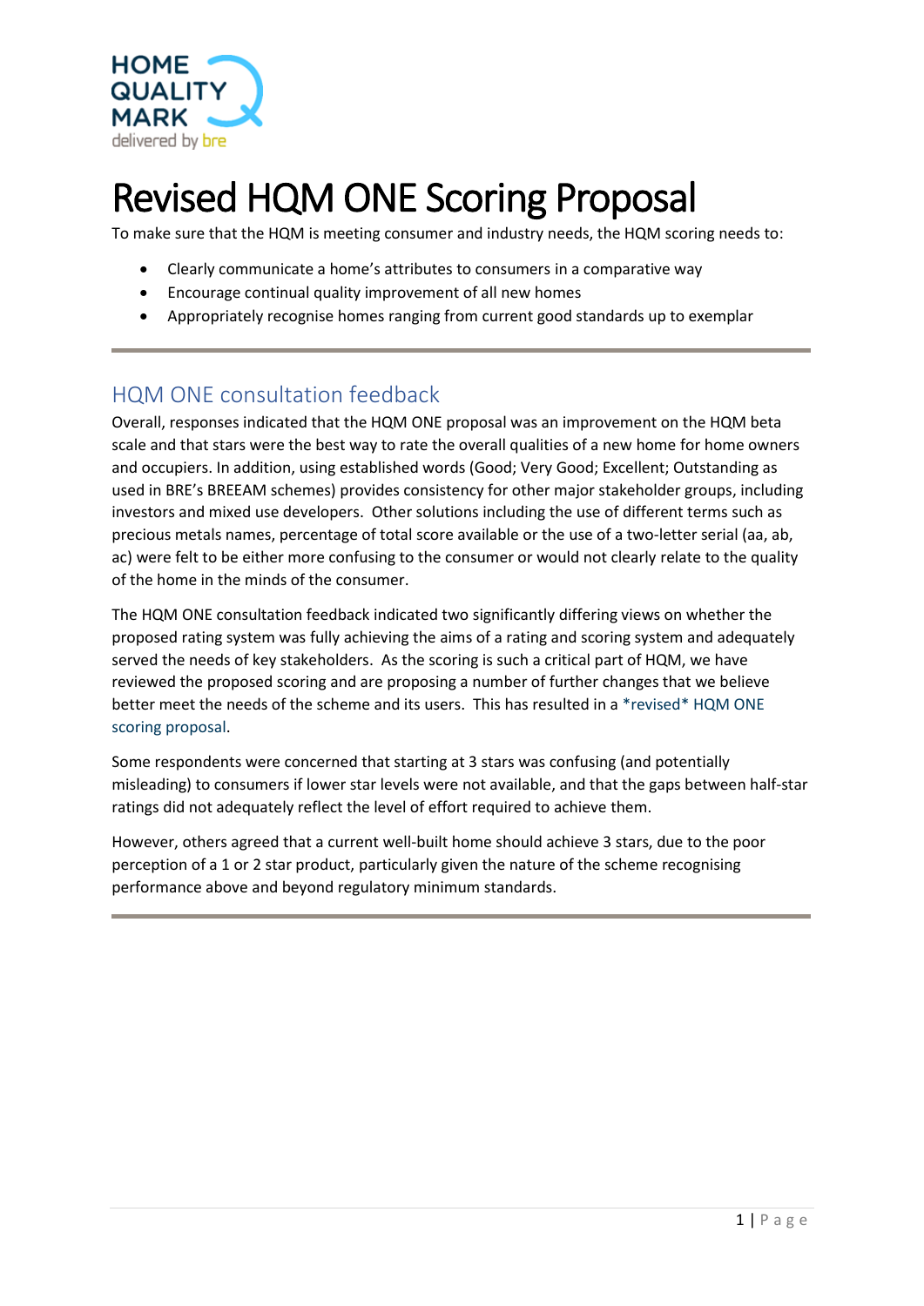# Revised HQM ONE Scoring Proposal

To make sure that the HQM is meeting consumer and industry needs, the HQM scoring needs to:

- Clearly communicate a home's attributes to consumers in a comparative way
- Encourage continual quality improvement of all new homes
- Appropriately recognise homes ranging from current good standards up to exemplar

---

## HQM ONE consultation feedback

Overall, responses indicated that the HQM ONE proposal was an improvement on the HQM beta scale and that stars were the best way to rate the overall qualities of a new home for home owners and occupiers. In addition, using established words (Good; Very Good; Excellent; Outstanding as used in BRE's BREEAM schemes) provides consistency for other major stakeholder groups, including investors and mixed use developers. Other solutions including the use of different terms such as precious metals names, percentage of total score available or the use of a two-letter serial (aa, ab, ac) were felt to be either more confusing to the consumer or would not clearly relate to the quality of the home in the minds of the consumer.

The HQM ONE consultation feedback indicated two significantly differing views on whether the proposed rating system was fully achieving the aims of a rating and scoring system and adequately served the needs of key stakeholders. As the scoring is such a critical part of HQM, we have reviewed the proposed scoring and are proposing a number of further changes that we believe better meet the needs of the scheme and its users. This has resulted in a *revised* HQM ONE scoring proposal.

Some respondents were concerned that starting at 3 stars was confusing (and potentially misleading) to consumers if lower star levels were not available, and that the gaps between half-star ratings did not adequately reflect the level of effort required to achieve them.

However, others agreed that a current well-built home should achieve 3 stars, due to the poor perception of a 1 or 2 star product, particularly given the nature of the scheme recognising performance above and beyond regulatory minimum standards.

---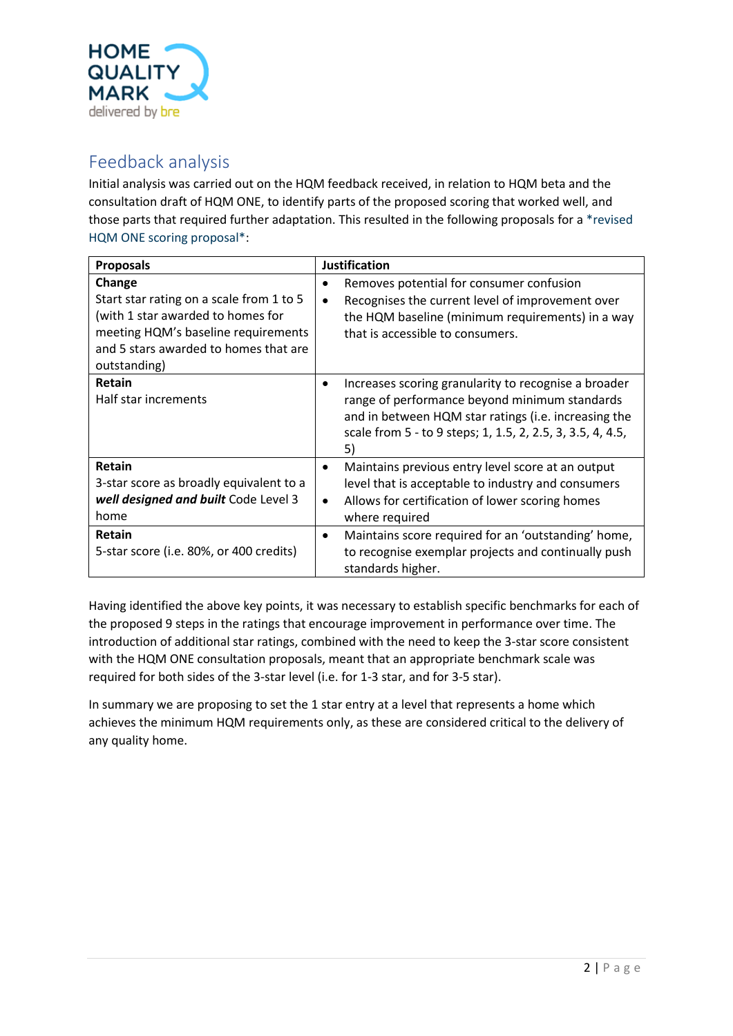## Feedback analysis

Initial analysis was carried out on the HQM feedback received, in relation to HQM beta and the consultation draft of HQM ONE, to identify parts of the proposed scoring that worked well, and those parts that required further adaptation. This resulted in the following proposals for a *revised HQM ONE scoring proposal*:

| Proposals | Justification |
|---|---|
| **Change**<br>Start star rating on a scale from 1 to 5 (with 1 star awarded to homes for meeting HQM's baseline requirements and 5 stars awarded to homes that are outstanding) | • Removes potential for consumer confusion<br>• Recognises the current level of improvement over the HQM baseline (minimum requirements) in a way that is accessible to consumers. |
| **Retain**<br>Half star increments | • Increases scoring granularity to recognise a broader range of performance beyond minimum standards and in between HQM star ratings (i.e. increasing the scale from 5 - to 9 steps; 1, 1.5, 2, 2.5, 3, 3.5, 4, 4.5, 5) |
| **Retain**<br>3-star score as broadly equivalent to a ***well designed and built*** Code Level 3 home | • Maintains previous entry level score at an output level that is acceptable to industry and consumers<br>• Allows for certification of lower scoring homes where required |
| **Retain**<br>5-star score (i.e. 80%, or 400 credits) | • Maintains score required for an 'outstanding' home, to recognise exemplar projects and continually push standards higher. |

Having identified the above key points, it was necessary to establish specific benchmarks for each of the proposed 9 steps in the ratings that encourage improvement in performance over time. The introduction of additional star ratings, combined with the need to keep the 3-star score consistent with the HQM ONE consultation proposals, meant that an appropriate benchmark scale was required for both sides of the 3-star level (i.e. for 1-3 star, and for 3-5 star).

In summary we are proposing to set the 1 star entry at a level that represents a home which achieves the minimum HQM requirements only, as these are considered critical to the delivery of any quality home.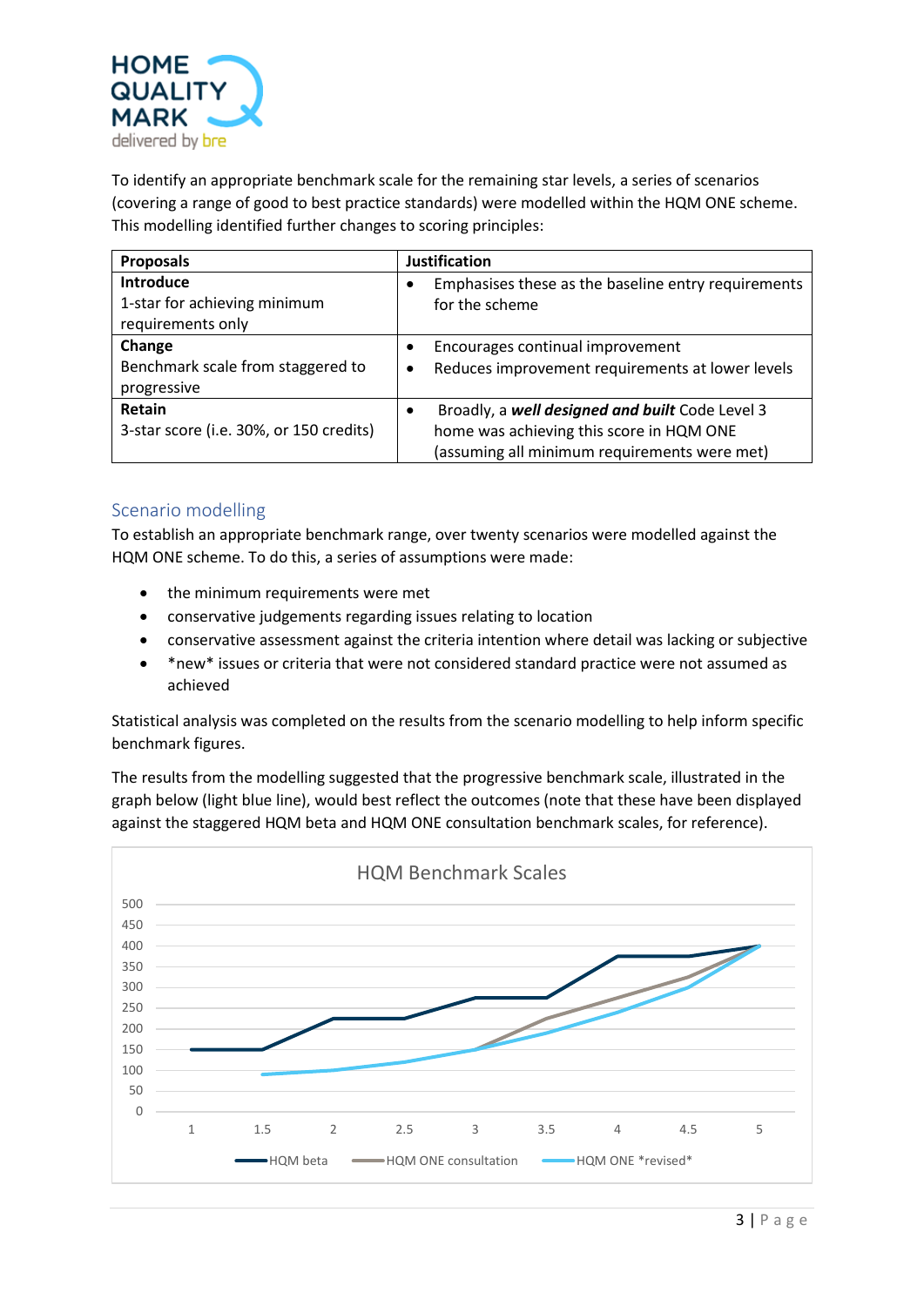To identify an appropriate benchmark scale for the remaining star levels, a series of scenarios (covering a range of good to best practice standards) were modelled within the HQM ONE scheme. This modelling identified further changes to scoring principles:

| Proposals | Justification |
| --- | --- |
| **Introduce**<br>1-star for achieving minimum requirements only | • Emphasises these as the baseline entry requirements for the scheme |
| **Change**<br>Benchmark scale from staggered to progressive | • Encourages continual improvement<br>• Reduces improvement requirements at lower levels |
| **Retain**<br>3-star score (i.e. 30%, or 150 credits) | • Broadly, a ***well designed and built*** Code Level 3 home was achieving this score in HQM ONE (assuming all minimum requirements were met) |

## Scenario modelling

To establish an appropriate benchmark range, over twenty scenarios were modelled against the HQM ONE scheme. To do this, a series of assumptions were made:

- the minimum requirements were met
- conservative judgements regarding issues relating to location
- conservative assessment against the criteria intention where detail was lacking or subjective
- *new* issues or criteria that were not considered standard practice were not assumed as achieved

Statistical analysis was completed on the results from the scenario modelling to help inform specific benchmark figures.

The results from the modelling suggested that the progressive benchmark scale, illustrated in the graph below (light blue line), would best reflect the outcomes (note that these have been displayed against the staggered HQM beta and HQM ONE consultation benchmark scales, for reference).

HQM Benchmark Scales

Legend: HQM beta, HQM ONE consultation, HQM ONE *revised*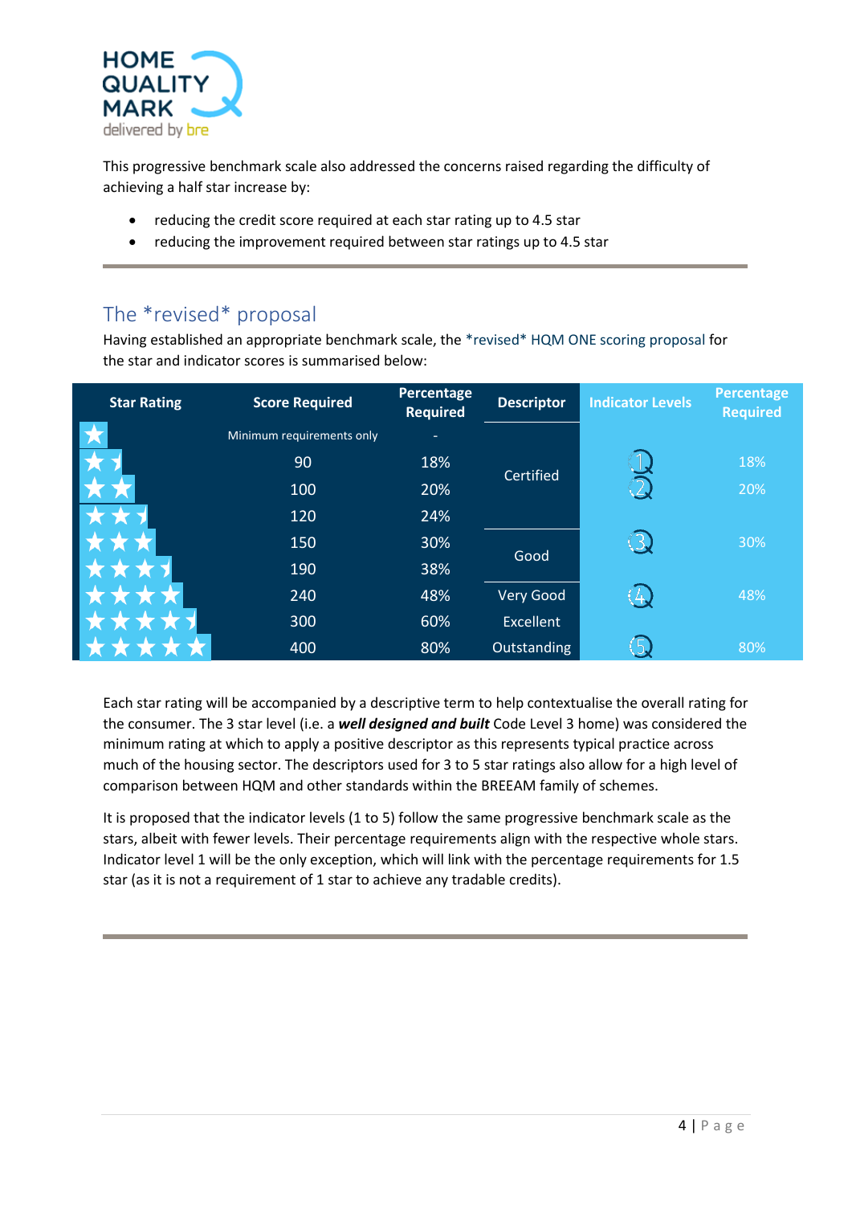This progressive benchmark scale also addressed the concerns raised regarding the difficulty of achieving a half star increase by:

- reducing the credit score required at each star rating up to 4.5 star
- reducing the improvement required between star ratings up to 4.5 star

## The *revised* proposal

Having established an appropriate benchmark scale, the *revised* HQM ONE scoring proposal for the star and indicator scores is summarised below:

| Star Rating | Score Required | Percentage Required | Descriptor | Indicator Levels | Percentage Required |
|---|---|---|---|---|---|
| 1 star | Minimum requirements only | - | Certified | | |
| 1.5 star | 90 | 18% | Certified | 1 | 18% |
| 2 star | 100 | 20% | Certified | 2 | 20% |
| 2.5 star | 120 | 24% | Certified | | |
| 3 star | 150 | 30% | Good | 3 | 30% |
| 3.5 star | 190 | 38% | Good | | |
| 4 star | 240 | 48% | Very Good | 4 | 48% |
| 4.5 star | 300 | 60% | Excellent | | |
| 5 star | 400 | 80% | Outstanding | 5 | 80% |

Each star rating will be accompanied by a descriptive term to help contextualise the overall rating for the consumer. The 3 star level (i.e. a ***well designed and built*** Code Level 3 home) was considered the minimum rating at which to apply a positive descriptor as this represents typical practice across much of the housing sector. The descriptors used for 3 to 5 star ratings also allow for a high level of comparison between HQM and other standards within the BREEAM family of schemes.

It is proposed that the indicator levels (1 to 5) follow the same progressive benchmark scale as the stars, albeit with fewer levels. Their percentage requirements align with the respective whole stars. Indicator level 1 will be the only exception, which will link with the percentage requirements for 1.5 star (as it is not a requirement of 1 star to achieve any tradable credits).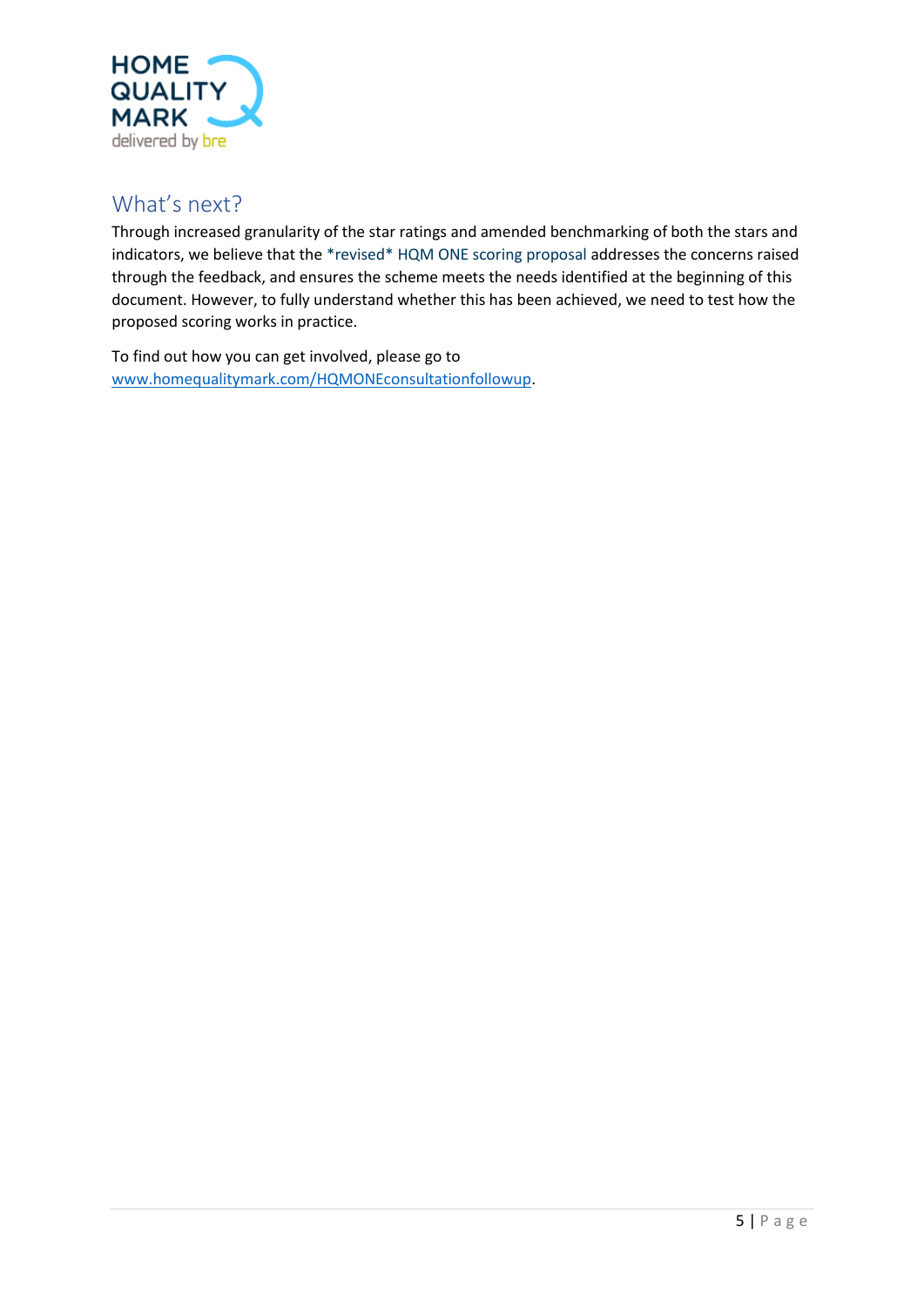## What's next?

Through increased granularity of the star ratings and amended benchmarking of both the stars and indicators, we believe that the *revised* HQM ONE scoring proposal addresses the concerns raised through the feedback, and ensures the scheme meets the needs identified at the beginning of this document. However, to fully understand whether this has been achieved, we need to test how the proposed scoring works in practice.

To find out how you can get involved, please go to [www.homequalitymark.com/HQMONEconsultationfollowup](http://www.homequalitymark.com/HQMONEconsultationfollowup).